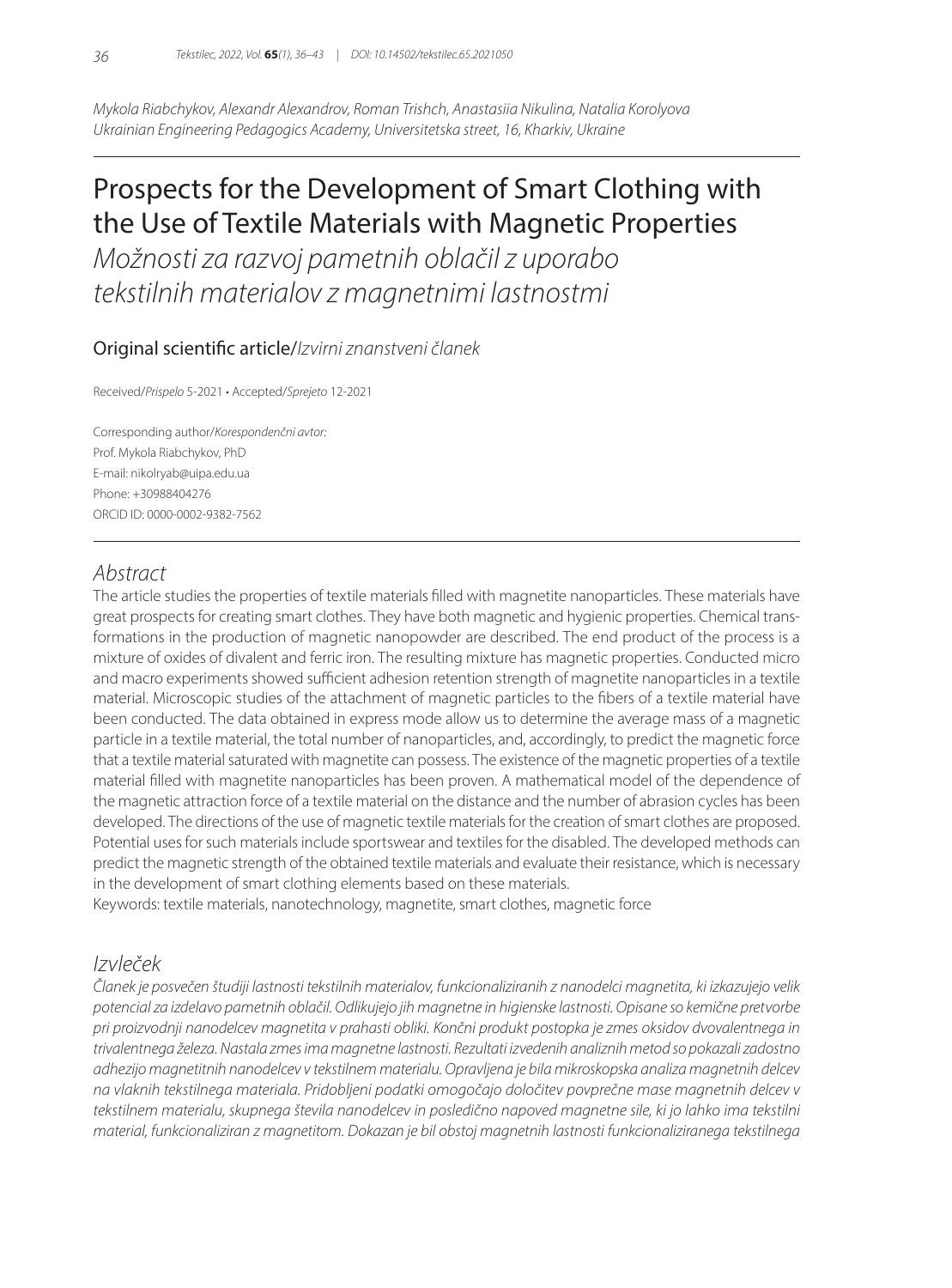*Mykola Riabchykov, Alexandr Alexandrov, Roman Trishch, Anastasiia Nikulina, Natalia Korolyova*
*Ukrainian Engineering Pedagogics Academy, Universitetska street, 16, Kharkiv, Ukraine*

# Prospects for the Development of Smart Clothing with the Use of Textile Materials with Magnetic Properties

## *Možnosti za razvoj pametnih oblačil z uporabo tekstilnih materialov z magnetnimi lastnostmi*

Original scientific article/*Izvirni znanstveni članek*

Received/*Prispelo* 5-2021 • Accepted/*Sprejeto* 12-2021

Corresponding author/*Korespondenčni avtor:*
Prof. Mykola Riabchykov, PhD
E-mail: nikolryab@uipa.edu.ua
Phone: +30988404276
ORCID ID: 0000-0002-9382-7562

## *Abstract*

The article studies the properties of textile materials filled with magnetite nanoparticles. These materials have great prospects for creating smart clothes. They have both magnetic and hygienic properties. Chemical transformations in the production of magnetic nanopowder are described. The end product of the process is a mixture of oxides of divalent and ferric iron. The resulting mixture has magnetic properties. Conducted micro and macro experiments showed sufficient adhesion retention strength of magnetite nanoparticles in a textile material. Microscopic studies of the attachment of magnetic particles to the fibers of a textile material have been conducted. The data obtained in express mode allow us to determine the average mass of a magnetic particle in a textile material, the total number of nanoparticles, and, accordingly, to predict the magnetic force that a textile material saturated with magnetite can possess. The existence of the magnetic properties of a textile material filled with magnetite nanoparticles has been proven. A mathematical model of the dependence of the magnetic attraction force of a textile material on the distance and the number of abrasion cycles has been developed. The directions of the use of magnetic textile materials for the creation of smart clothes are proposed. Potential uses for such materials include sportswear and textiles for the disabled. The developed methods can predict the magnetic strength of the obtained textile materials and evaluate their resistance, which is necessary in the development of smart clothing elements based on these materials.

Keywords: textile materials, nanotechnology, magnetite, smart clothes, magnetic force

## *Izvleček*

*Članek je posvečen študiji lastnosti tekstilnih materialov, funkcionaliziranih z nanodelci magnetita, ki izkazujejo velik potencial za izdelavo pametnih oblačil. Odlikujejo jih magnetne in higienske lastnosti. Opisane so kemične pretvorbe pri proizvodnji nanodelcev magnetita v prahasti obliki. Končni produkt postopka je zmes oksidov dvovalentnega in trivalentnega železa. Nastala zmes ima magnetne lastnosti. Rezultati izvedenih analiznih metod so pokazali zadostno adhezijo magnetitnih nanodelcev v tekstilnem materialu. Opravljena je bila mikroskopska analiza magnetnih delcev na vlaknih tekstilnega materiala. Pridobljeni podatki omogočajo določitev povprečne mase magnetnih delcev v tekstilnem materialu, skupnega števila nanodelcev in posledično napoved magnetne sile, ki jo lahko ima tekstilni material, funkcionaliziran z magnetitom. Dokazan je bil obstoj magnetnih lastnosti funkcionaliziranega tekstilnega*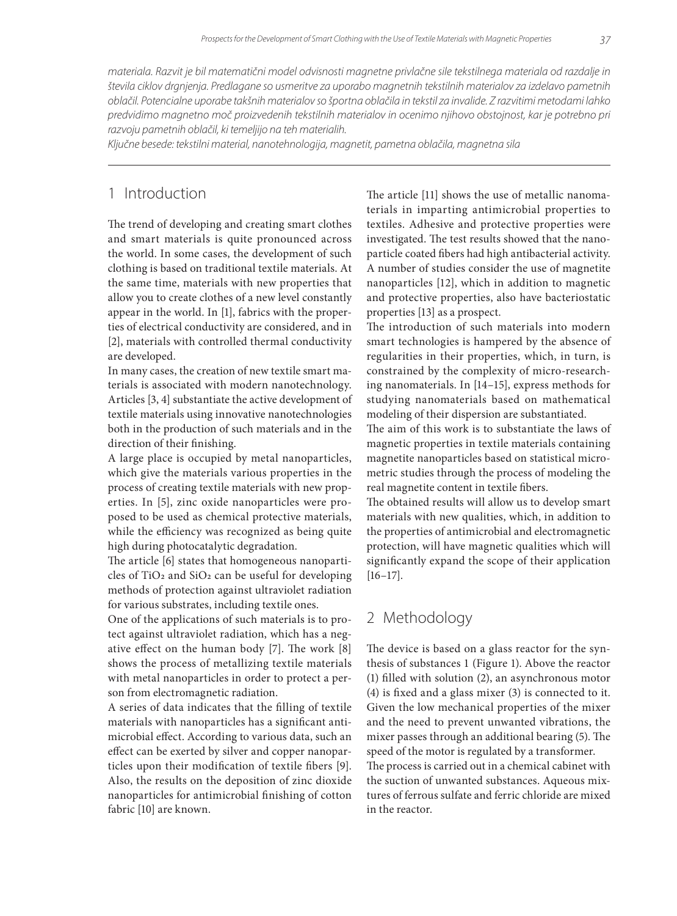*materiala. Razvit je bil matematični model odvisnosti magnetne privlačne sile tekstilnega materiala od razdalje in števila ciklov drgnjenja. Predlagane so usmeritve za uporabo magnetnih tekstilnih materialov za izdelavo pametnih oblačil. Potencialne uporabe takšnih materialov so športna oblačila in tekstil za invalide. Z razvitimi metodami lahko predvidimo magnetno moč proizvedenih tekstilnih materialov in ocenimo njihovo obstojnost, kar je potrebno pri razvoju pametnih oblačil, ki temeljijo na teh materialih.*

*Ključne besede: tekstilni material, nanotehnologija, magnetit, pametna oblačila, magnetna sila*

## 1 Introduction

The trend of developing and creating smart clothes and smart materials is quite pronounced across the world. In some cases, the development of such clothing is based on traditional textile materials. At the same time, materials with new properties that allow you to create clothes of a new level constantly appear in the world. In [1], fabrics with the properties of electrical conductivity are considered, and in [2], materials with controlled thermal conductivity are developed.

In many cases, the creation of new textile smart materials is associated with modern nanotechnology. Articles [3, 4] substantiate the active development of textile materials using innovative nanotechnologies both in the production of such materials and in the direction of their finishing.

A large place is occupied by metal nanoparticles, which give the materials various properties in the process of creating textile materials with new properties. In [5], zinc oxide nanoparticles were proposed to be used as chemical protective materials, while the efficiency was recognized as being quite high during photocatalytic degradation.

The article [6] states that homogeneous nanoparticles of $TiO_2$ and $SiO_2$ can be useful for developing methods of protection against ultraviolet radiation for various substrates, including textile ones.

One of the applications of such materials is to protect against ultraviolet radiation, which has a negative effect on the human body [7]. The work [8] shows the process of metallizing textile materials with metal nanoparticles in order to protect a person from electromagnetic radiation.

A series of data indicates that the filling of textile materials with nanoparticles has a significant antimicrobial effect. According to various data, such an effect can be exerted by silver and copper nanoparticles upon their modification of textile fibers [9]. Also, the results on the deposition of zinc dioxide nanoparticles for antimicrobial finishing of cotton fabric [10] are known.

The article [11] shows the use of metallic nanomaterials in imparting antimicrobial properties to textiles. Adhesive and protective properties were investigated. The test results showed that the nanoparticle coated fibers had high antibacterial activity. A number of studies consider the use of magnetite nanoparticles [12], which in addition to magnetic and protective properties, also have bacteriostatic properties [13] as a prospect.

The introduction of such materials into modern smart technologies is hampered by the absence of regularities in their properties, which, in turn, is constrained by the complexity of micro-researching nanomaterials. In [14–15], express methods for studying nanomaterials based on mathematical modeling of their dispersion are substantiated.

The aim of this work is to substantiate the laws of magnetic properties in textile materials containing magnetite nanoparticles based on statistical micrometric studies through the process of modeling the real magnetite content in textile fibers.

The obtained results will allow us to develop smart materials with new qualities, which, in addition to the properties of antimicrobial and electromagnetic protection, will have magnetic qualities which will significantly expand the scope of their application [16–17].

## 2 Methodology

The device is based on a glass reactor for the synthesis of substances 1 (Figure 1). Above the reactor (1) filled with solution (2), an asynchronous motor (4) is fixed and a glass mixer (3) is connected to it. Given the low mechanical properties of the mixer and the need to prevent unwanted vibrations, the mixer passes through an additional bearing (5). The speed of the motor is regulated by a transformer.

The process is carried out in a chemical cabinet with the suction of unwanted substances. Aqueous mixtures of ferrous sulfate and ferric chloride are mixed in the reactor.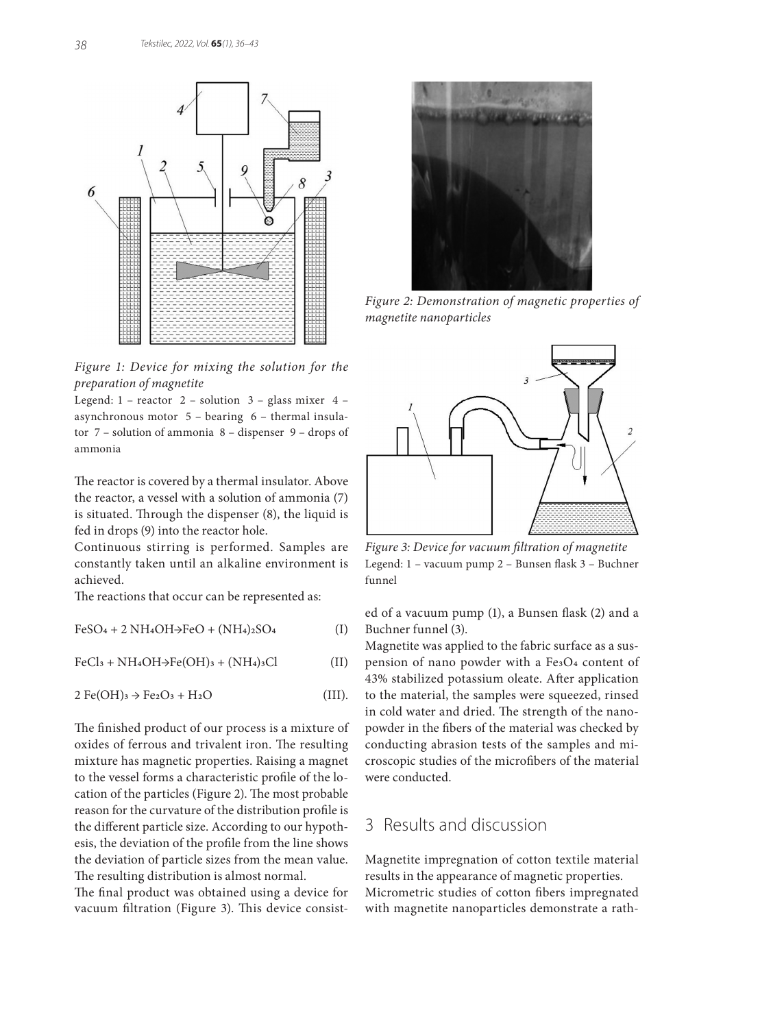Figure 1: Device for mixing the solution for the preparation of magnetite

Legend: 1 – reactor 2 – solution 3 – glass mixer 4 – asynchronous motor 5 – bearing 6 – thermal insulator 7 – solution of ammonia 8 – dispenser 9 – drops of ammonia

The reactor is covered by a thermal insulator. Above the reactor, a vessel with a solution of ammonia (7) is situated. Through the dispenser (8), the liquid is fed in drops (9) into the reactor hole.

Continuous stirring is performed. Samples are constantly taken until an alkaline environment is achieved.

The reactions that occur can be represented as:

$$FeSO_4 + 2\,NH_4OH \rightarrow FeO + (NH_4)_2SO_4 \quad (I)$$

$$FeCl_3 + NH_4OH \rightarrow Fe(OH)_3 + (NH_4)_3Cl \quad (II)$$

$$2\,Fe(OH)_3 \rightarrow Fe_2O_3 + H_2O \quad (III).$$

The finished product of our process is a mixture of oxides of ferrous and trivalent iron. The resulting mixture has magnetic properties. Raising a magnet to the vessel forms a characteristic profile of the location of the particles (Figure 2). The most probable reason for the curvature of the distribution profile is the different particle size. According to our hypothesis, the deviation of the profile from the line shows the deviation of particle sizes from the mean value. The resulting distribution is almost normal.

The final product was obtained using a device for vacuum filtration (Figure 3). This device consisted of a vacuum pump (1), a Bunsen flask (2) and a Buchner funnel (3).

Figure 2: Demonstration of magnetic properties of magnetite nanoparticles

Figure 3: Device for vacuum filtration of magnetite

Legend: 1 – vacuum pump 2 – Bunsen flask 3 – Buchner funnel

Magnetite was applied to the fabric surface as a suspension of nano powder with a $Fe_3O_4$ content of 43% stabilized potassium oleate. After application to the material, the samples were squeezed, rinsed in cold water and dried. The strength of the nanopowder in the fibers of the material was checked by conducting abrasion tests of the samples and microscopic studies of the microfibers of the material were conducted.

## 3 Results and discussion

Magnetite impregnation of cotton textile material results in the appearance of magnetic properties.

Micrometric studies of cotton fibers impregnated with magnetite nanoparticles demonstrate a rath-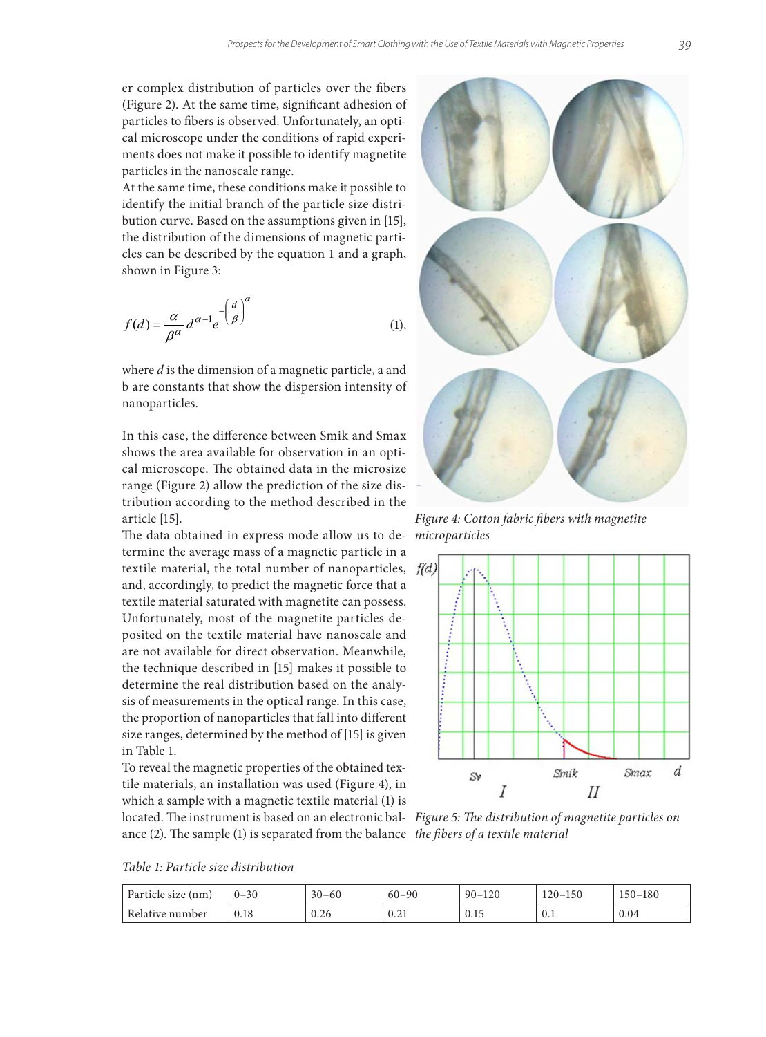er complex distribution of particles over the fibers (Figure 2). At the same time, significant adhesion of particles to fibers is observed. Unfortunately, an optical microscope under the conditions of rapid experiments does not make it possible to identify magnetite particles in the nanoscale range.

At the same time, these conditions make it possible to identify the initial branch of the particle size distribution curve. Based on the assumptions given in [15], the distribution of the dimensions of magnetic particles can be described by the equation 1 and a graph, shown in Figure 3:

$$f(d) = \frac{\alpha}{\beta^{\alpha}} d^{\alpha - 1} e^{-\left(\frac{d}{\beta}\right)^{\alpha}} \quad (1),$$

where *d* is the dimension of a magnetic particle, a and b are constants that show the dispersion intensity of nanoparticles.

In this case, the difference between Smik and Smax shows the area available for observation in an optical microscope. The obtained data in the microsize range (Figure 2) allow the prediction of the size distribution according to the method described in the article [15].

The data obtained in express mode allow us to determine the average mass of a magnetic particle in a textile material, the total number of nanoparticles, and, accordingly, to predict the magnetic force that a textile material saturated with magnetite can possess. Unfortunately, most of the magnetite particles deposited on the textile material have nanoscale and are not available for direct observation. Meanwhile, the technique described in [15] makes it possible to determine the real distribution based on the analysis of measurements in the optical range. In this case, the proportion of nanoparticles that fall into different size ranges, determined by the method of [15] is given in Table 1.

To reveal the magnetic properties of the obtained textile materials, an installation was used (Figure 4), in which a sample with a magnetic textile material (1) is located. The instrument is based on an electronic balance (2). The sample (1) is separated from the balance

*Figure 4: Cotton fabric fibers with magnetite microparticles*

*Figure 5: The distribution of magnetite particles on the fibers of a textile material*

*Table 1: Particle size distribution*

| Particle size (nm) | 0–30 | 30–60 | 60–90 | 90–120 | 120–150 | 150–180 |
|---|---|---|---|---|---|---|
| Relative number | 0.18 | 0.26 | 0.21 | 0.15 | 0.1 | 0.04 |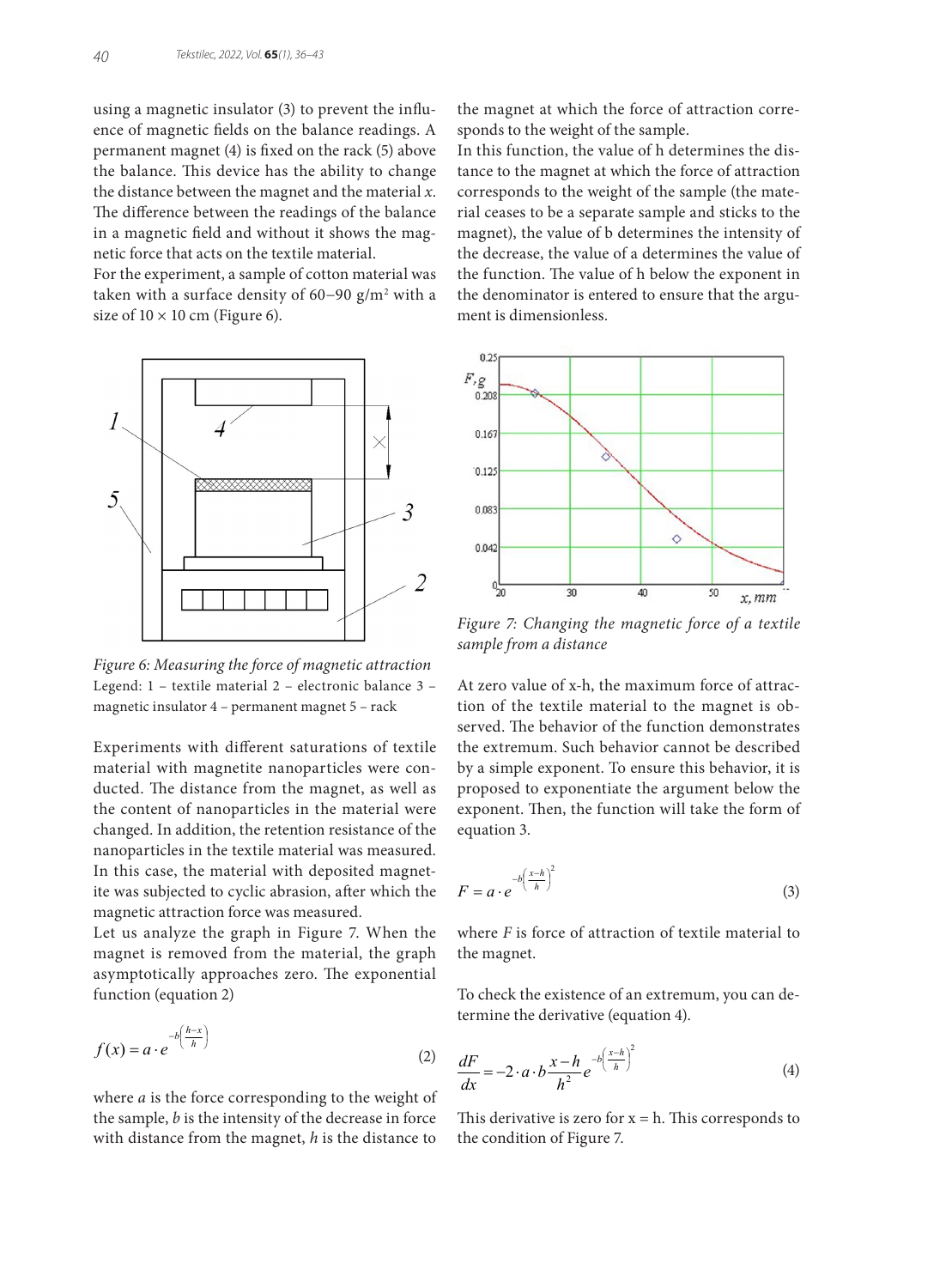using a magnetic insulator (3) to prevent the influence of magnetic fields on the balance readings. A permanent magnet (4) is fixed on the rack (5) above the balance. This device has the ability to change the distance between the magnet and the material *x*. The difference between the readings of the balance in a magnetic field and without it shows the magnetic force that acts on the textile material.

For the experiment, a sample of cotton material was taken with a surface density of 60–90 g/m² with a size of 10 × 10 cm (Figure 6).

*Figure 6: Measuring the force of magnetic attraction*

Legend: 1 – textile material 2 – electronic balance 3 – magnetic insulator 4 – permanent magnet 5 – rack

Experiments with different saturations of textile material with magnetite nanoparticles were conducted. The distance from the magnet, as well as the content of nanoparticles in the material were changed. In addition, the retention resistance of the nanoparticles in the textile material was measured. In this case, the material with deposited magnetite was subjected to cyclic abrasion, after which the magnetic attraction force was measured.

Let us analyze the graph in Figure 7. When the magnet is removed from the material, the graph asymptotically approaches zero. The exponential function (equation 2)

$$f(x) = a \cdot e^{-b\left(\frac{h-x}{h}\right)} \tag{2}$$

where *a* is the force corresponding to the weight of the sample, *b* is the intensity of the decrease in force with distance from the magnet, *h* is the distance to the magnet at which the force of attraction corresponds to the weight of the sample.

In this function, the value of h determines the distance to the magnet at which the force of attraction corresponds to the weight of the sample (the material ceases to be a separate sample and sticks to the magnet), the value of b determines the intensity of the decrease, the value of a determines the value of the function. The value of h below the exponent in the denominator is entered to ensure that the argument is dimensionless.

*Figure 7: Changing the magnetic force of a textile sample from a distance*

At zero value of x-h, the maximum force of attraction of the textile material to the magnet is observed. The behavior of the function demonstrates the extremum. Such behavior cannot be described by a simple exponent. To ensure this behavior, it is proposed to exponentiate the argument below the exponent. Then, the function will take the form of equation 3.

$$F = a \cdot e^{-b\left(\frac{x-h}{h}\right)^2} \tag{3}$$

where *F* is force of attraction of textile material to the magnet.

To check the existence of an extremum, you can determine the derivative (equation 4).

$$\frac{dF}{dx} = -2 \cdot a \cdot b \frac{x-h}{h^2} e^{-b\left(\frac{x-h}{h}\right)^2} \tag{4}$$

This derivative is zero for x = h. This corresponds to the condition of Figure 7.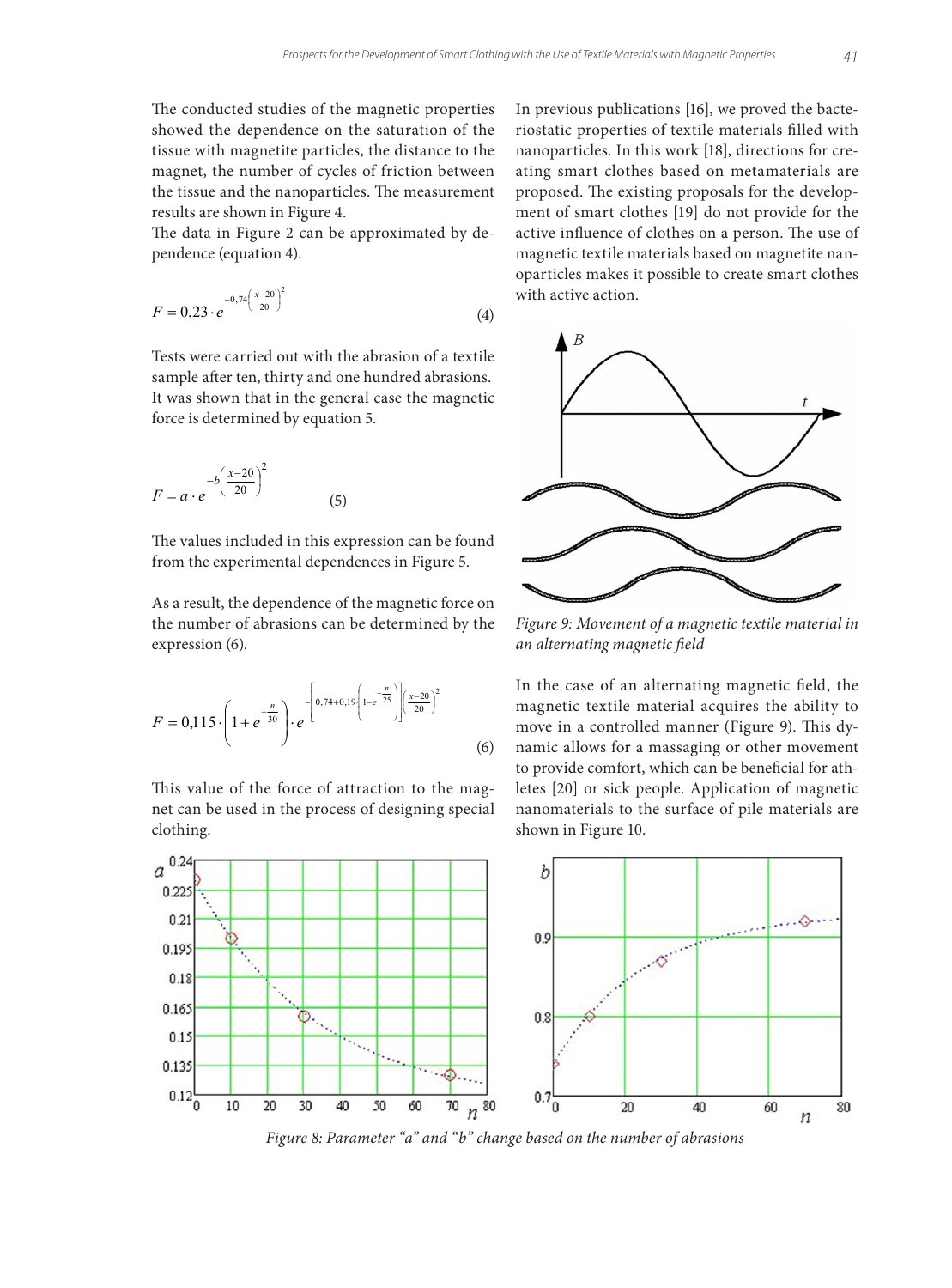The conducted studies of the magnetic properties showed the dependence on the saturation of the tissue with magnetite particles, the distance to the magnet, the number of cycles of friction between the tissue and the nanoparticles. The measurement results are shown in Figure 4.

The data in Figure 2 can be approximated by dependence (equation 4).

$$F = 0{,}23 \cdot e^{-0{,}74\left(\frac{x-20}{20}\right)^2} \tag{4}$$

Tests were carried out with the abrasion of a textile sample after ten, thirty and one hundred abrasions. It was shown that in the general case the magnetic force is determined by equation 5.

$$F = a \cdot e^{-b\left(\frac{x-20}{20}\right)^2} \tag{5}$$

The values included in this expression can be found from the experimental dependences in Figure 5.

As a result, the dependence of the magnetic force on the number of abrasions can be determined by the expression (6).

$$F = 0{,}115 \cdot \left(1 + e^{-\frac{n}{30}}\right) \cdot e^{-\left[0{,}74 + 0{,}19\left(1 - e^{-\frac{n}{25}}\right)\right]\left(\frac{x-20}{20}\right)^2} \tag{6}$$

This value of the force of attraction to the magnet can be used in the process of designing special clothing.

Figure 8: Parameter “a” and “b” change based on the number of abrasions

In previous publications [16], we proved the bacteriostatic properties of textile materials filled with nanoparticles. In this work [18], directions for creating smart clothes based on metamaterials are proposed. The existing proposals for the development of smart clothes [19] do not provide for the active influence of clothes on a person. The use of magnetic textile materials based on magnetite nanoparticles makes it possible to create smart clothes with active action.

Figure 9: Movement of a magnetic textile material in an alternating magnetic field

In the case of an alternating magnetic field, the magnetic textile material acquires the ability to move in a controlled manner (Figure 9). This dynamic allows for a massaging or other movement to provide comfort, which can be beneficial for athletes [20] or sick people. Application of magnetic nanomaterials to the surface of pile materials are shown in Figure 10.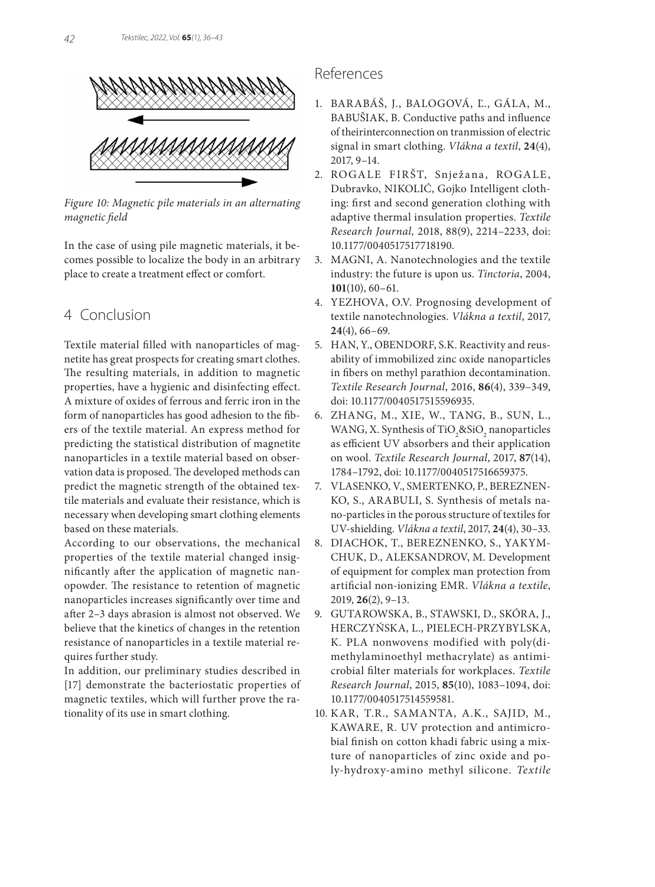Figure 10: Magnetic pile materials in an alternating magnetic field

In the case of using pile magnetic materials, it becomes possible to localize the body in an arbitrary place to create a treatment effect or comfort.

## 4 Conclusion

Textile material filled with nanoparticles of magnetite has great prospects for creating smart clothes. The resulting materials, in addition to magnetic properties, have a hygienic and disinfecting effect. A mixture of oxides of ferrous and ferric iron in the form of nanoparticles has good adhesion to the fibers of the textile material. An express method for predicting the statistical distribution of magnetite nanoparticles in a textile material based on observation data is proposed. The developed methods can predict the magnetic strength of the obtained textile materials and evaluate their resistance, which is necessary when developing smart clothing elements based on these materials.

According to our observations, the mechanical properties of the textile material changed insignificantly after the application of magnetic nanopowder. The resistance to retention of magnetic nanoparticles increases significantly over time and after 2–3 days abrasion is almost not observed. We believe that the kinetics of changes in the retention resistance of nanoparticles in a textile material requires further study.

In addition, our preliminary studies described in [17] demonstrate the bacteriostatic properties of magnetic textiles, which will further prove the rationality of its use in smart clothing.

## References

1. BARABÁŠ, J., BALOGOVÁ, Ľ., GÁLA, M., BABUŠIAK, B. Conductive paths and influence of theirinterconnection on tranmission of electric signal in smart clothing. *Vlákna a textil*, **24**(4), 2017, 9–14.
2. ROGALE FIRŠT, Snježana, ROGALE, Dubravko, NIKOLIĆ, Gojko Intelligent clothing: first and second generation clothing with adaptive thermal insulation properties. *Textile Research Journal,* 2018, 88(9), 2214–2233, doi: 10.1177/0040517517718190.
3. MAGNI, A. Nanotechnologies and the textile industry: the future is upon us. *Tinctoria*, 2004, **101**(10), 60–61.
4. YEZHOVA, O.V. Prognosing development of textile nanotechnologies. *Vlákna a textil*, 2017, **24**(4), 66–69.
5. HAN, Y., OBENDORF, S.K. Reactivity and reusability of immobilized zinc oxide nanoparticles in fibers on methyl parathion decontamination. *Textile Research Journal*, 2016, **86**(4), 339–349, doi: 10.1177/0040517515596935.
6. ZHANG, M., XIE, W., TANG, B., SUN, L., WANG, X. Synthesis of $TiO_2$&$SiO_2$ nanoparticles as efficient UV absorbers and their application on wool. *Textile Research Journal*, 2017, **87**(14), 1784–1792, doi: 10.1177/0040517516659375.
7. VLASENKO, V., SMERTENKO, P., BEREZNENKO, S., ARABULI, S. Synthesis of metals nano-particles in the porous structure of textiles for UV-shielding. *Vlákna a textil*, 2017, **24**(4), 30–33.
8. DIACHOK, T., BEREZNENKO, S., YAKYMCHUK, D., ALEKSANDROV, M. Development of equipment for complex man protection from artificial non-ionizing EMR. *Vlákna a textile*, 2019, **26**(2), 9–13.
9. GUTAROWSKA, B., STAWSKI, D., SKÓRA, J., HERCZYŃSKA, L., PIELECH-PRZYBYLSKA, K. PLA nonwovens modified with poly(dimethylaminoethyl methacrylate) as antimicrobial filter materials for workplaces. *Textile Research Journal*, 2015, **85**(10), 1083–1094, doi: 10.1177/0040517514559581.
10. KAR, T.R., SAMANTA, A.K., SAJID, M., KAWARE, R. UV protection and antimicrobial finish on cotton khadi fabric using a mixture of nanoparticles of zinc oxide and poly-hydroxy-amino methyl silicone. *Textile*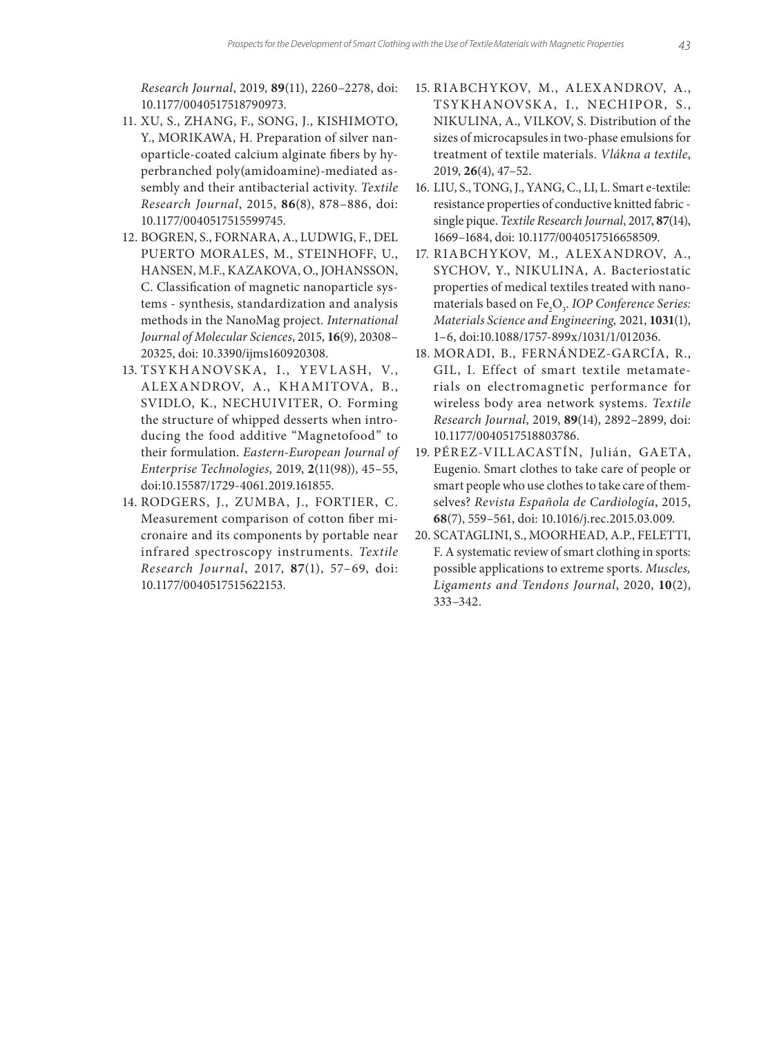*Research Journal*, 2019, **89**(11), 2260–2278, doi: 10.1177/0040517518790973.

11. XU, S., ZHANG, F., SONG, J., KISHIMOTO, Y., MORIKAWA, H. Preparation of silver nanoparticle-coated calcium alginate fibers by hyperbranched poly(amidoamine)-mediated assembly and their antibacterial activity. *Textile Research Journal*, 2015, **86**(8), 878–886, doi: 10.1177/0040517515599745.
12. BOGREN, S., FORNARA, A., LUDWIG, F., DEL PUERTO MORALES, M., STEINHOFF, U., HANSEN, M.F., KAZAKOVA, O., JOHANSSON, C. Classification of magnetic nanoparticle systems - synthesis, standardization and analysis methods in the NanoMag project. *International Journal of Molecular Sciences*, 2015, **16**(9), 20308–20325, doi: 10.3390/ijms160920308.
13. TSYKHANOVSKA, I., YEVLASH, V., ALEXANDROV, A., KHAMITOVA, B., SVIDLO, K., NECHUIVITER, O. Forming the structure of whipped desserts when introducing the food additive "Magnetofood" to their formulation. *Eastern-European Journal of Enterprise Technologies,* 2019, **2**(11(98)), 45–55, doi:10.15587/1729-4061.2019.161855.
14. RODGERS, J., ZUMBA, J., FORTIER, C. Measurement comparison of cotton fiber micronaire and its components by portable near infrared spectroscopy instruments. *Textile Research Journal*, 2017, **87**(1), 57–69, doi: 10.1177/0040517515622153.
15. RIABCHYKOV, M., ALEXANDROV, A., TSYKHANOVSKA, I., NECHIPOR, S., NIKULINA, A., VILKOV, S. Distribution of the sizes of microcapsules in two-phase emulsions for treatment of textile materials. *Vlákna a textile*, 2019, **26**(4), 47–52.
16. LIU, S., TONG, J., YANG, C., LI, L. Smart e-textile: resistance properties of conductive knitted fabric - single pique. *Textile Research Journal*, 2017, **87**(14), 1669–1684, doi: 10.1177/0040517516658509.
17. RIABCHYKOV, M., ALEXANDROV, A., SYCHOV, Y., NIKULINA, A. Bacteriostatic properties of medical textiles treated with nanomaterials based on $Fe_2O_3$. *IOP Conference Series: Materials Science and Engineering,* 2021, **1031**(1), 1–6, doi:10.1088/1757-899x/1031/1/012036.
18. MORADI, B., FERNÁNDEZ-GARCÍA, R., GIL, I. Effect of smart textile metamaterials on electromagnetic performance for wireless body area network systems. *Textile Research Journal*, 2019, **89**(14), 2892–2899, doi: 10.1177/0040517518803786.
19. PÉREZ-VILLACASTÍN, Julián, GAETA, Eugenio. Smart clothes to take care of people or smart people who use clothes to take care of themselves? *Revista Española de Cardiología*, 2015, **68**(7), 559–561, doi: 10.1016/j.rec.2015.03.009.
20. SCATAGLINI, S., MOORHEAD, A.P., FELETTI, F. A systematic review of smart clothing in sports: possible applications to extreme sports. *Muscles, Ligaments and Tendons Journal*, 2020, **10**(2), 333–342.